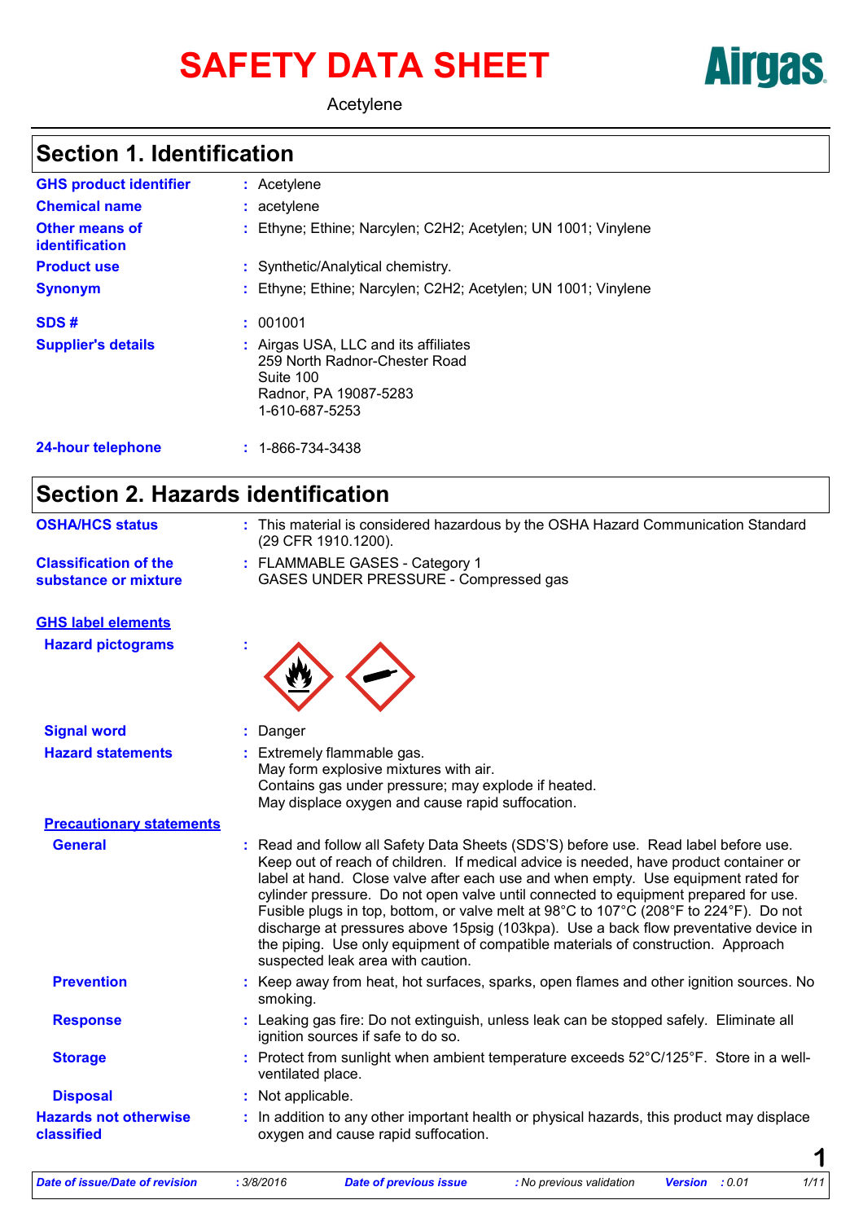# SAFETY DATA SHEET

Airgas

Acetylene

## Section 1. Identification

**GHS product identifier** : Acetylene

**Chemical name** : acetylene

**Other means of identification** : Ethyne; Ethine; Narcylen; C2H2; Acetylen; UN 1001; Vinylene

**Product use** : Synthetic/Analytical chemistry.

**Synonym** : Ethyne; Ethine; Narcylen; C2H2; Acetylen; UN 1001; Vinylene

**SDS #** : 001001

**Supplier's details** : Airgas USA, LLC and its affiliates
259 North Radnor-Chester Road
Suite 100
Radnor, PA 19087-5283
1-610-687-5253

**24-hour telephone** : 1-866-734-3438

## Section 2. Hazards identification

**OSHA/HCS status** : This material is considered hazardous by the OSHA Hazard Communication Standard (29 CFR 1910.1200).

**Classification of the substance or mixture** : FLAMMABLE GASES - Category 1
GASES UNDER PRESSURE - Compressed gas

### GHS label elements

**Hazard pictograms** :

**Signal word** : Danger

**Hazard statements** : Extremely flammable gas.
May form explosive mixtures with air.
Contains gas under pressure; may explode if heated.
May displace oxygen and cause rapid suffocation.

### Precautionary statements

**General** : Read and follow all Safety Data Sheets (SDS'S) before use. Read label before use. Keep out of reach of children. If medical advice is needed, have product container or label at hand. Close valve after each use and when empty. Use equipment rated for cylinder pressure. Do not open valve until connected to equipment prepared for use. Fusible plugs in top, bottom, or valve melt at 98°C to 107°C (208°F to 224°F). Do not discharge at pressures above 15psig (103kpa). Use a back flow preventative device in the piping. Use only equipment of compatible materials of construction. Approach suspected leak area with caution.

**Prevention** : Keep away from heat, hot surfaces, sparks, open flames and other ignition sources. No smoking.

**Response** : Leaking gas fire: Do not extinguish, unless leak can be stopped safely. Eliminate all ignition sources if safe to do so.

**Storage** : Protect from sunlight when ambient temperature exceeds 52°C/125°F. Store in a well-ventilated place.

**Disposal** : Not applicable.

**Hazards not otherwise classified** : In addition to any other important health or physical hazards, this product may displace oxygen and cause rapid suffocation.

*Date of issue/Date of revision* : 3/8/2016 *Date of previous issue* : No previous validation *Version* : 0.01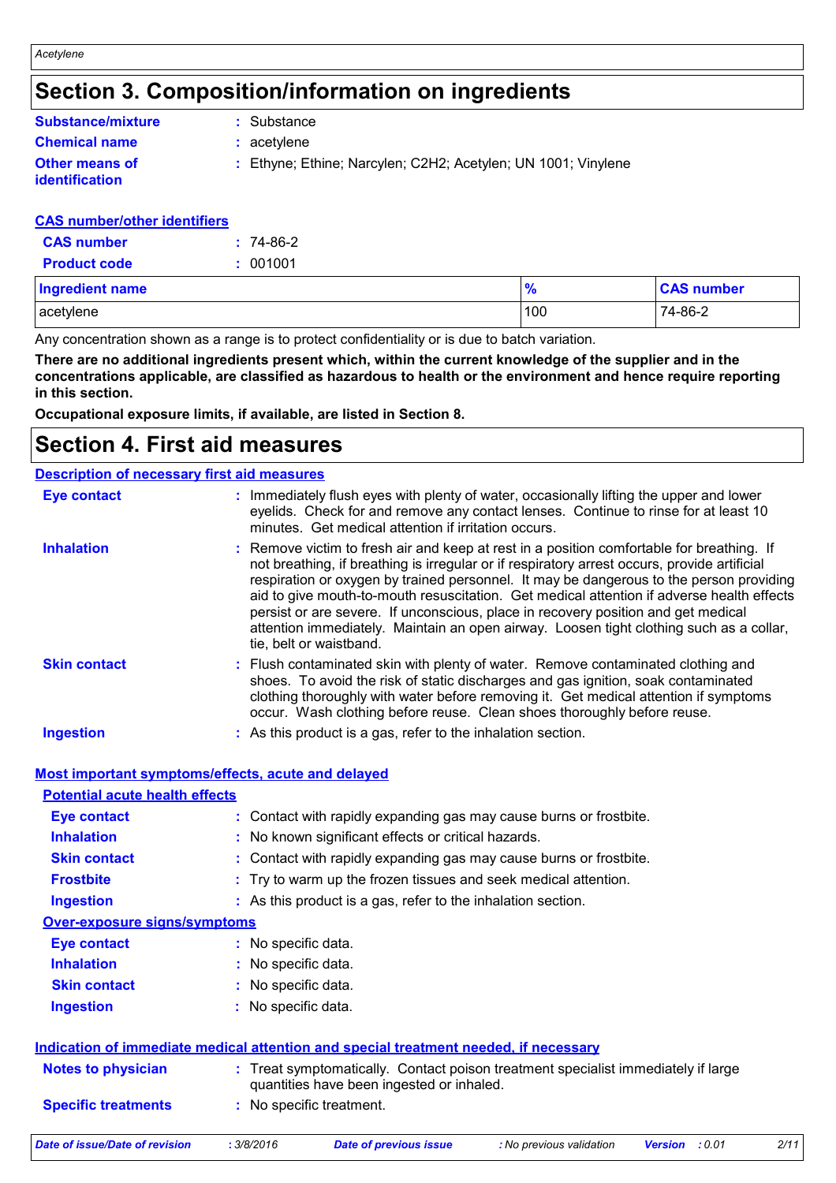# Section 3. Composition/information on ingredients

**Substance/mixture** : Substance

**Chemical name** : acetylene

**Other means of identification** : Ethyne; Ethine; Narcylen; C2H2; Acetylen; UN 1001; Vinylene

**CAS number/other identifiers**

**CAS number** : 74-86-2

**Product code** : 001001

| Ingredient name | % | CAS number |
| --- | --- | --- |
| acetylene | 100 | 74-86-2 |

Any concentration shown as a range is to protect confidentiality or is due to batch variation.

**There are no additional ingredients present which, within the current knowledge of the supplier and in the concentrations applicable, are classified as hazardous to health or the environment and hence require reporting in this section.**

**Occupational exposure limits, if available, are listed in Section 8.**

# Section 4. First aid measures

## Description of necessary first aid measures

**Eye contact** : Immediately flush eyes with plenty of water, occasionally lifting the upper and lower eyelids. Check for and remove any contact lenses. Continue to rinse for at least 10 minutes. Get medical attention if irritation occurs.

**Inhalation** : Remove victim to fresh air and keep at rest in a position comfortable for breathing. If not breathing, if breathing is irregular or if respiratory arrest occurs, provide artificial respiration or oxygen by trained personnel. It may be dangerous to the person providing aid to give mouth-to-mouth resuscitation. Get medical attention if adverse health effects persist or are severe. If unconscious, place in recovery position and get medical attention immediately. Maintain an open airway. Loosen tight clothing such as a collar, tie, belt or waistband.

**Skin contact** : Flush contaminated skin with plenty of water. Remove contaminated clothing and shoes. To avoid the risk of static discharges and gas ignition, soak contaminated clothing thoroughly with water before removing it. Get medical attention if symptoms occur. Wash clothing before reuse. Clean shoes thoroughly before reuse.

**Ingestion** : As this product is a gas, refer to the inhalation section.

## Most important symptoms/effects, acute and delayed

### Potential acute health effects

**Eye contact** : Contact with rapidly expanding gas may cause burns or frostbite.

**Inhalation** : No known significant effects or critical hazards.

**Skin contact** : Contact with rapidly expanding gas may cause burns or frostbite.

**Frostbite** : Try to warm up the frozen tissues and seek medical attention.

**Ingestion** : As this product is a gas, refer to the inhalation section.

### Over-exposure signs/symptoms

**Eye contact** : No specific data.

**Inhalation** : No specific data.

**Skin contact** : No specific data.

**Ingestion** : No specific data.

## Indication of immediate medical attention and special treatment needed, if necessary

**Notes to physician** : Treat symptomatically. Contact poison treatment specialist immediately if large quantities have been ingested or inhaled.

**Specific treatments** : No specific treatment.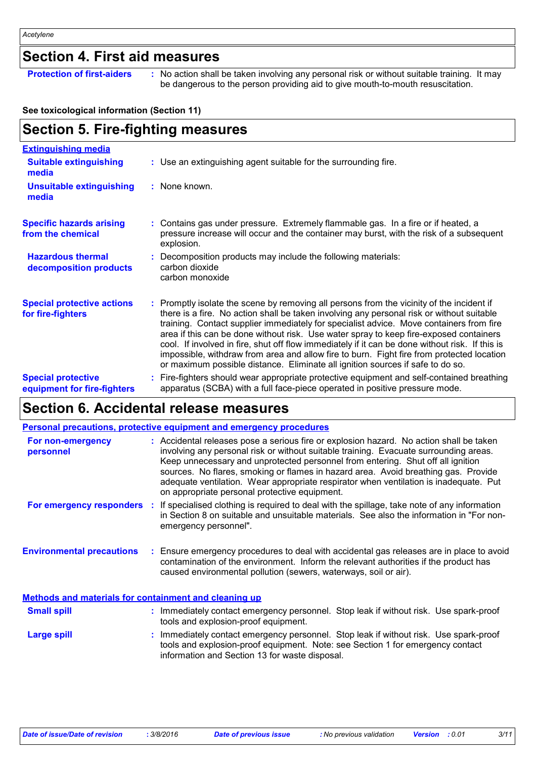## Section 4. First aid measures

**Protection of first-aiders** : No action shall be taken involving any personal risk or without suitable training. It may be dangerous to the person providing aid to give mouth-to-mouth resuscitation.

**See toxicological information (Section 11)**

## Section 5. Fire-fighting measures

**Extinguishing media**

**Suitable extinguishing media** : Use an extinguishing agent suitable for the surrounding fire.

**Unsuitable extinguishing media** : None known.

**Specific hazards arising from the chemical** : Contains gas under pressure. Extremely flammable gas. In a fire or if heated, a pressure increase will occur and the container may burst, with the risk of a subsequent explosion.

**Hazardous thermal decomposition products** : Decomposition products may include the following materials:
carbon dioxide
carbon monoxide

**Special protective actions for fire-fighters** : Promptly isolate the scene by removing all persons from the vicinity of the incident if there is a fire. No action shall be taken involving any personal risk or without suitable training. Contact supplier immediately for specialist advice. Move containers from fire area if this can be done without risk. Use water spray to keep fire-exposed containers cool. If involved in fire, shut off flow immediately if it can be done without risk. If this is impossible, withdraw from area and allow fire to burn. Fight fire from protected location or maximum possible distance. Eliminate all ignition sources if safe to do so.

**Special protective equipment for fire-fighters** : Fire-fighters should wear appropriate protective equipment and self-contained breathing apparatus (SCBA) with a full face-piece operated in positive pressure mode.

## Section 6. Accidental release measures

**Personal precautions, protective equipment and emergency procedures**

**For non-emergency personnel** : Accidental releases pose a serious fire or explosion hazard. No action shall be taken involving any personal risk or without suitable training. Evacuate surrounding areas. Keep unnecessary and unprotected personnel from entering. Shut off all ignition sources. No flares, smoking or flames in hazard area. Avoid breathing gas. Provide adequate ventilation. Wear appropriate respirator when ventilation is inadequate. Put on appropriate personal protective equipment.

**For emergency responders** : If specialised clothing is required to deal with the spillage, take note of any information in Section 8 on suitable and unsuitable materials. See also the information in "For non-emergency personnel".

**Environmental precautions** : Ensure emergency procedures to deal with accidental gas releases are in place to avoid contamination of the environment. Inform the relevant authorities if the product has caused environmental pollution (sewers, waterways, soil or air).

**Methods and materials for containment and cleaning up**

**Small spill** : Immediately contact emergency personnel. Stop leak if without risk. Use spark-proof tools and explosion-proof equipment.

**Large spill** : Immediately contact emergency personnel. Stop leak if without risk. Use spark-proof tools and explosion-proof equipment. Note: see Section 1 for emergency contact information and Section 13 for waste disposal.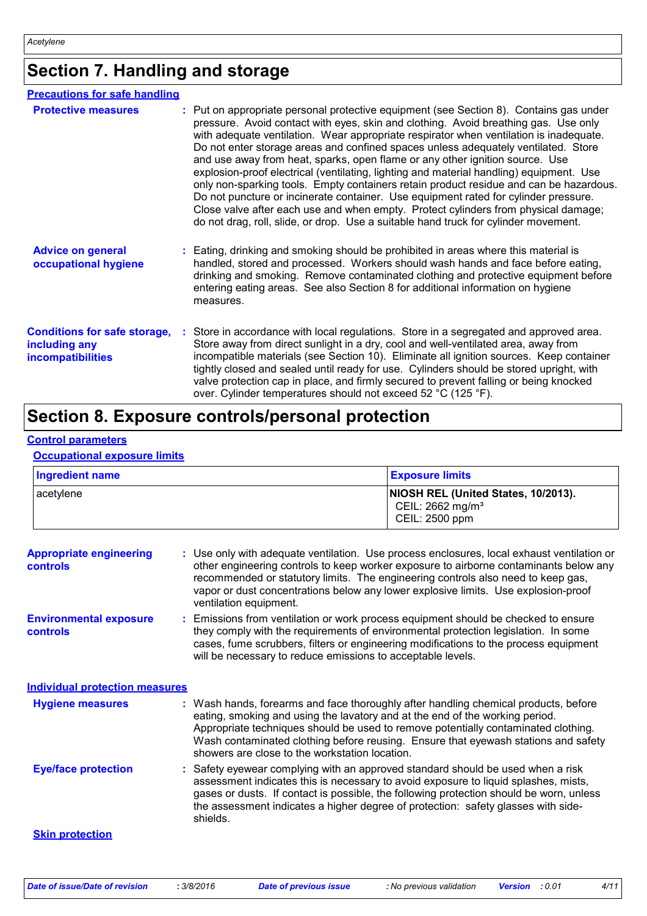## Section 7. Handling and storage

### Precautions for safe handling

**Protective measures** : Put on appropriate personal protective equipment (see Section 8). Contains gas under pressure. Avoid contact with eyes, skin and clothing. Avoid breathing gas. Use only with adequate ventilation. Wear appropriate respirator when ventilation is inadequate. Do not enter storage areas and confined spaces unless adequately ventilated. Store and use away from heat, sparks, open flame or any other ignition source. Use explosion-proof electrical (ventilating, lighting and material handling) equipment. Use only non-sparking tools. Empty containers retain product residue and can be hazardous. Do not puncture or incinerate container. Use equipment rated for cylinder pressure. Close valve after each use and when empty. Protect cylinders from physical damage; do not drag, roll, slide, or drop. Use a suitable hand truck for cylinder movement.

**Advice on general occupational hygiene** : Eating, drinking and smoking should be prohibited in areas where this material is handled, stored and processed. Workers should wash hands and face before eating, drinking and smoking. Remove contaminated clothing and protective equipment before entering eating areas. See also Section 8 for additional information on hygiene measures.

**Conditions for safe storage, including any incompatibilities** : Store in accordance with local regulations. Store in a segregated and approved area. Store away from direct sunlight in a dry, cool and well-ventilated area, away from incompatible materials (see Section 10). Eliminate all ignition sources. Keep container tightly closed and sealed until ready for use. Cylinders should be stored upright, with valve protection cap in place, and firmly secured to prevent falling or being knocked over. Cylinder temperatures should not exceed 52 °C (125 °F).

## Section 8. Exposure controls/personal protection

### Control parameters

#### Occupational exposure limits

| Ingredient name | Exposure limits |
|---|---|
| acetylene | **NIOSH REL (United States, 10/2013).**<br>CEIL: 2662 mg/m³<br>CEIL: 2500 ppm |

**Appropriate engineering controls** : Use only with adequate ventilation. Use process enclosures, local exhaust ventilation or other engineering controls to keep worker exposure to airborne contaminants below any recommended or statutory limits. The engineering controls also need to keep gas, vapor or dust concentrations below any lower explosive limits. Use explosion-proof ventilation equipment.

**Environmental exposure controls** : Emissions from ventilation or work process equipment should be checked to ensure they comply with the requirements of environmental protection legislation. In some cases, fume scrubbers, filters or engineering modifications to the process equipment will be necessary to reduce emissions to acceptable levels.

### Individual protection measures

**Hygiene measures** : Wash hands, forearms and face thoroughly after handling chemical products, before eating, smoking and using the lavatory and at the end of the working period. Appropriate techniques should be used to remove potentially contaminated clothing. Wash contaminated clothing before reusing. Ensure that eyewash stations and safety showers are close to the workstation location.

**Eye/face protection** : Safety eyewear complying with an approved standard should be used when a risk assessment indicates this is necessary to avoid exposure to liquid splashes, mists, gases or dusts. If contact is possible, the following protection should be worn, unless the assessment indicates a higher degree of protection: safety glasses with side-shields.

#### Skin protection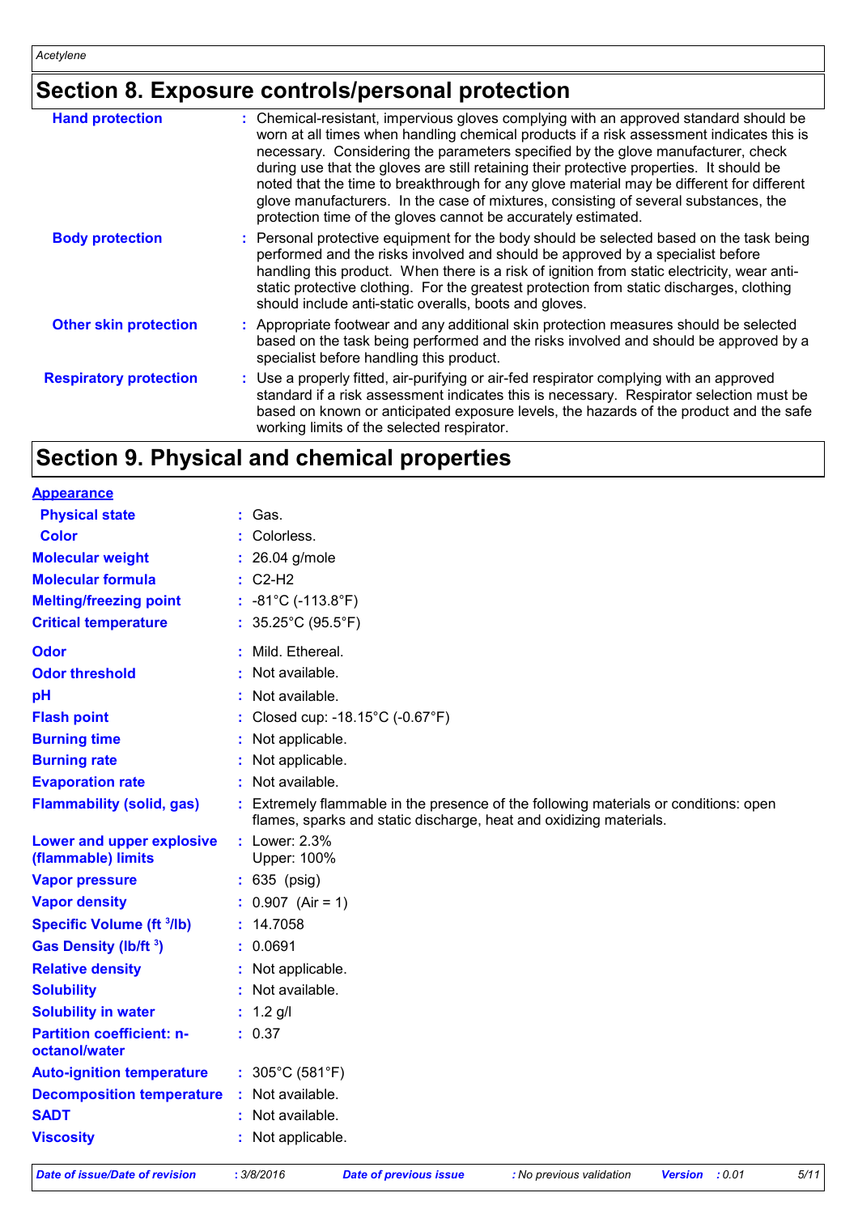## Section 8. Exposure controls/personal protection

| | |
|---|---|
| **Hand protection** | : Chemical-resistant, impervious gloves complying with an approved standard should be worn at all times when handling chemical products if a risk assessment indicates this is necessary. Considering the parameters specified by the glove manufacturer, check during use that the gloves are still retaining their protective properties. It should be noted that the time to breakthrough for any glove material may be different for different glove manufacturers. In the case of mixtures, consisting of several substances, the protection time of the gloves cannot be accurately estimated. |
| **Body protection** | : Personal protective equipment for the body should be selected based on the task being performed and the risks involved and should be approved by a specialist before handling this product. When there is a risk of ignition from static electricity, wear anti-static protective clothing. For the greatest protection from static discharges, clothing should include anti-static overalls, boots and gloves. |
| **Other skin protection** | : Appropriate footwear and any additional skin protection measures should be selected based on the task being performed and the risks involved and should be approved by a specialist before handling this product. |
| **Respiratory protection** | : Use a properly fitted, air-purifying or air-fed respirator complying with an approved standard if a risk assessment indicates this is necessary. Respirator selection must be based on known or anticipated exposure levels, the hazards of the product and the safe working limits of the selected respirator. |

## Section 9. Physical and chemical properties

| | |
|---|---|
| **Appearance** | |
| **Physical state** | : Gas. |
| **Color** | : Colorless. |
| **Molecular weight** | : 26.04 g/mole |
| **Molecular formula** | : C2-H2 |
| **Melting/freezing point** | : -81°C (-113.8°F) |
| **Critical temperature** | : 35.25°C (95.5°F) |
| **Odor** | : Mild. Ethereal. |
| **Odor threshold** | : Not available. |
| **pH** | : Not available. |
| **Flash point** | : Closed cup: -18.15°C (-0.67°F) |
| **Burning time** | : Not applicable. |
| **Burning rate** | : Not applicable. |
| **Evaporation rate** | : Not available. |
| **Flammability (solid, gas)** | : Extremely flammable in the presence of the following materials or conditions: open flames, sparks and static discharge, heat and oxidizing materials. |
| **Lower and upper explosive (flammable) limits** | : Lower: 2.3%<br>Upper: 100% |
| **Vapor pressure** | : 635 (psig) |
| **Vapor density** | : 0.907 (Air = 1) |
| **Specific Volume ($ft^3/lb$)** | : 14.7058 |
| **Gas Density ($lb/ft^3$)** | : 0.0691 |
| **Relative density** | : Not applicable. |
| **Solubility** | : Not available. |
| **Solubility in water** | : 1.2 g/l |
| **Partition coefficient: n-octanol/water** | : 0.37 |
| **Auto-ignition temperature** | : 305°C (581°F) |
| **Decomposition temperature** | : Not available. |
| **SADT** | : Not available. |
| **Viscosity** | : Not applicable. |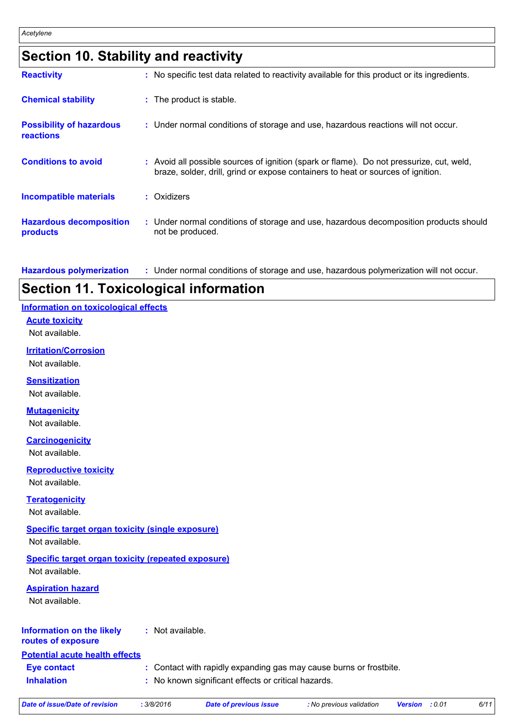## Section 10. Stability and reactivity

**Reactivity** : No specific test data related to reactivity available for this product or its ingredients.

**Chemical stability** : The product is stable.

**Possibility of hazardous reactions** : Under normal conditions of storage and use, hazardous reactions will not occur.

**Conditions to avoid** : Avoid all possible sources of ignition (spark or flame). Do not pressurize, cut, weld, braze, solder, drill, grind or expose containers to heat or sources of ignition.

**Incompatible materials** : Oxidizers

**Hazardous decomposition products** : Under normal conditions of storage and use, hazardous decomposition products should not be produced.

**Hazardous polymerization** : Under normal conditions of storage and use, hazardous polymerization will not occur.

## Section 11. Toxicological information

### Information on toxicological effects

**Acute toxicity**

Not available.

**Irritation/Corrosion**

Not available.

**Sensitization**

Not available.

**Mutagenicity**

Not available.

**Carcinogenicity**

Not available.

**Reproductive toxicity**

Not available.

**Teratogenicity**

Not available.

**Specific target organ toxicity (single exposure)**

Not available.

**Specific target organ toxicity (repeated exposure)**

Not available.

**Aspiration hazard**

Not available.

**Information on the likely routes of exposure** : Not available.

### Potential acute health effects

**Eye contact** : Contact with rapidly expanding gas may cause burns or frostbite.

**Inhalation** : No known significant effects or critical hazards.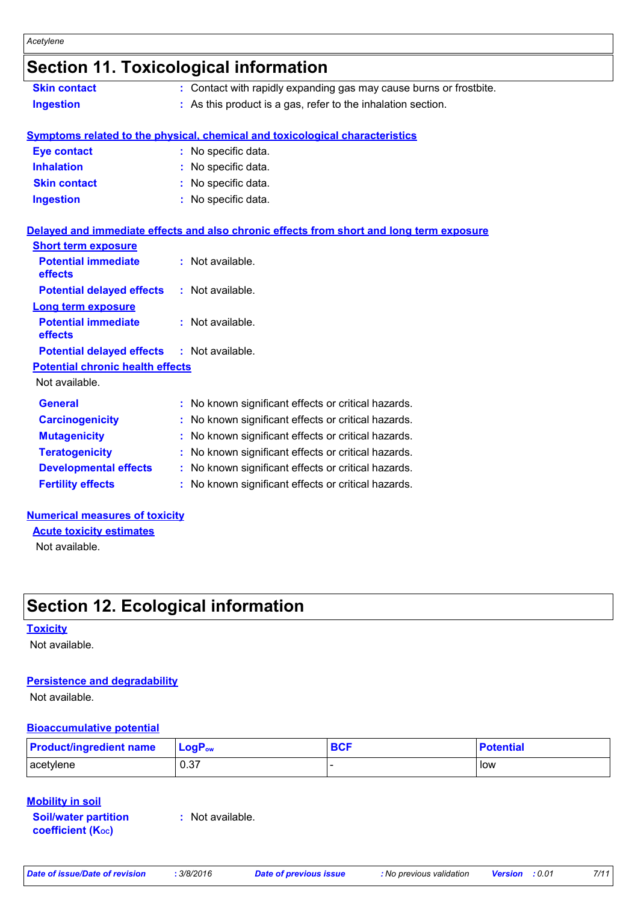## Section 11. Toxicological information

**Skin contact** : Contact with rapidly expanding gas may cause burns or frostbite.

**Ingestion** : As this product is a gas, refer to the inhalation section.

### Symptoms related to the physical, chemical and toxicological characteristics

**Eye contact** : No specific data.

**Inhalation** : No specific data.

**Skin contact** : No specific data.

**Ingestion** : No specific data.

### Delayed and immediate effects and also chronic effects from short and long term exposure

**Short term exposure**

**Potential immediate effects** : Not available.

**Potential delayed effects** : Not available.

**Long term exposure**

**Potential immediate effects** : Not available.

**Potential delayed effects** : Not available.

**Potential chronic health effects**

Not available.

**General** : No known significant effects or critical hazards.

**Carcinogenicity** : No known significant effects or critical hazards.

**Mutagenicity** : No known significant effects or critical hazards.

**Teratogenicity** : No known significant effects or critical hazards.

**Developmental effects** : No known significant effects or critical hazards.

**Fertility effects** : No known significant effects or critical hazards.

### Numerical measures of toxicity

**Acute toxicity estimates**

Not available.

## Section 12. Ecological information

**Toxicity**

Not available.

**Persistence and degradability**

Not available.

**Bioaccumulative potential**

| Product/ingredient name | $LogP_{ow}$ | BCF | Potential |
|---|---|---|---|
| acetylene | 0.37 | - | low |

**Mobility in soil**

**Soil/water partition coefficient ($K_{OC}$)** : Not available.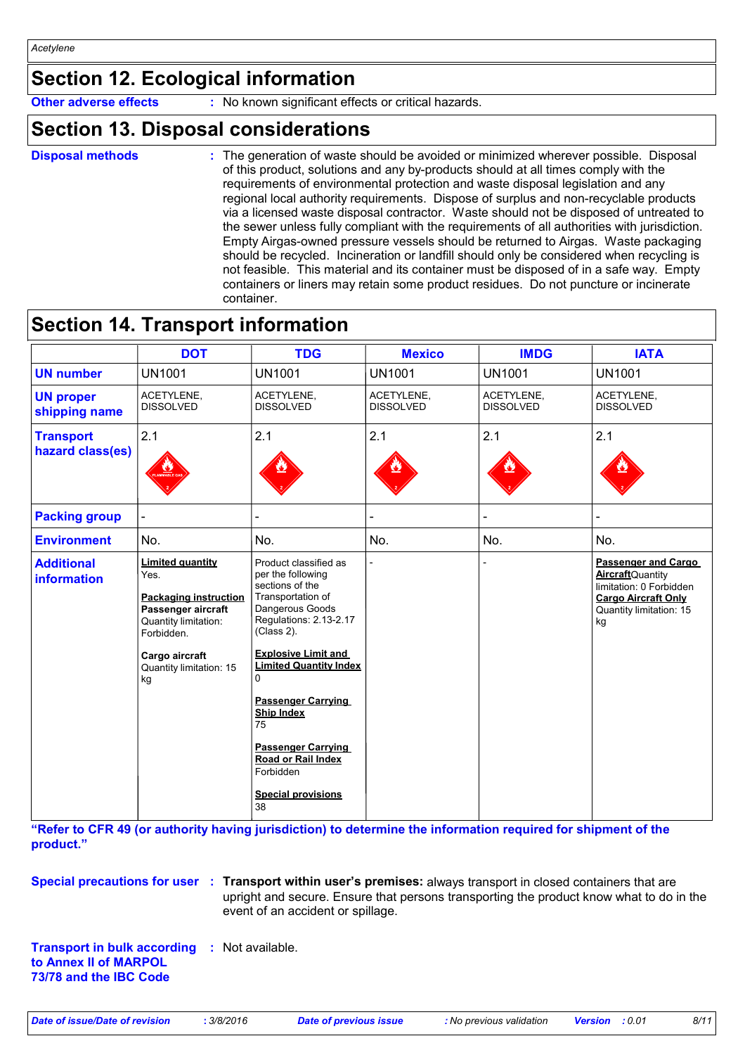## Section 12. Ecological information

**Other adverse effects** : No known significant effects or critical hazards.

## Section 13. Disposal considerations

**Disposal methods** : The generation of waste should be avoided or minimized wherever possible. Disposal of this product, solutions and any by-products should at all times comply with the requirements of environmental protection and waste disposal legislation and any regional local authority requirements. Dispose of surplus and non-recyclable products via a licensed waste disposal contractor. Waste should not be disposed of untreated to the sewer unless fully compliant with the requirements of all authorities with jurisdiction. Empty Airgas-owned pressure vessels should be returned to Airgas. Waste packaging should be recycled. Incineration or landfill should only be considered when recycling is not feasible. This material and its container must be disposed of in a safe way. Empty containers or liners may retain some product residues. Do not puncture or incinerate container.

## Section 14. Transport information

| | DOT | TDG | Mexico | IMDG | IATA |
|---|---|---|---|---|---|
| **UN number** | UN1001 | UN1001 | UN1001 | UN1001 | UN1001 |
| **UN proper shipping name** | ACETYLENE, DISSOLVED | ACETYLENE, DISSOLVED | ACETYLENE, DISSOLVED | ACETYLENE, DISSOLVED | ACETYLENE, DISSOLVED |
| **Transport hazard class(es)** | 2.1 | 2.1 | 2.1 | 2.1 | 2.1 |
| **Packing group** | - | - | - | - | - |
| **Environment** | No. | No. | No. | No. | No. |
| **Additional information** | **Limited quantity** Yes. **Packaging instruction** **Passenger aircraft** Quantity limitation: Forbidden. **Cargo aircraft** Quantity limitation: 15 kg | Product classified as per the following sections of the Transportation of Dangerous Goods Regulations: 2.13-2.17 (Class 2). **Explosive Limit and Limited Quantity Index** 0 **Passenger Carrying Ship Index** 75 **Passenger Carrying Road or Rail Index** Forbidden **Special provisions** 38 | - | - | **Passenger and Cargo Aircraft** Quantity limitation: 0 Forbidden **Cargo Aircraft Only** Quantity limitation: 15 kg |

**"Refer to CFR 49 (or authority having jurisdiction) to determine the information required for shipment of the product."**

**Special precautions for user** : **Transport within user's premises:** always transport in closed containers that are upright and secure. Ensure that persons transporting the product know what to do in the event of an accident or spillage.

**Transport in bulk according to Annex II of MARPOL 73/78 and the IBC Code** : Not available.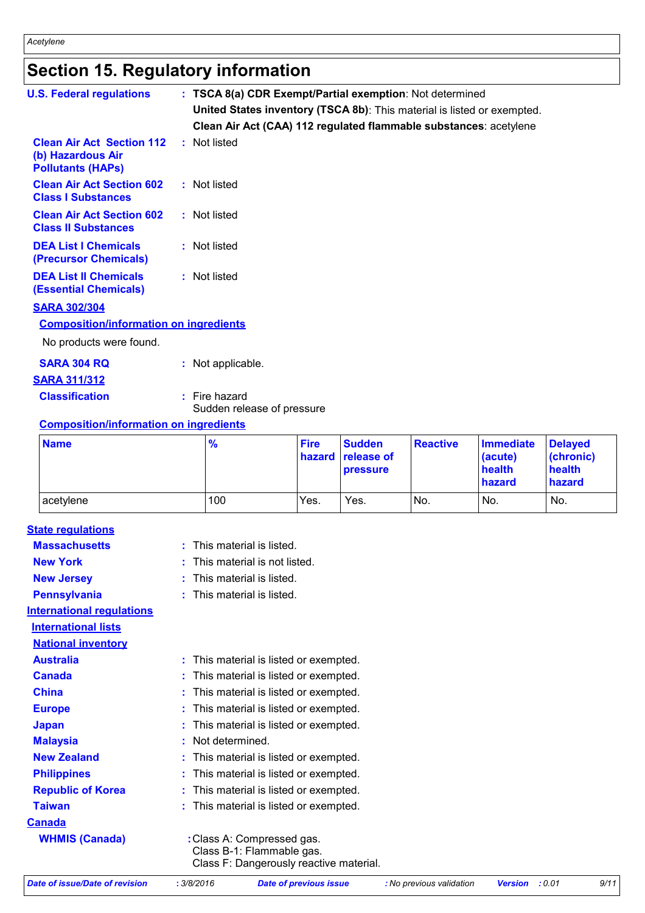## Section 15. Regulatory information

**U.S. Federal regulations** : **TSCA 8(a) CDR Exempt/Partial exemption**: Not determined

**United States inventory (TSCA 8b)**: This material is listed or exempted.

**Clean Air Act (CAA) 112 regulated flammable substances**: acetylene

**Clean Air Act Section 112 (b) Hazardous Air Pollutants (HAPs)** : Not listed

**Clean Air Act Section 602 Class I Substances** : Not listed

**Clean Air Act Section 602 Class II Substances** : Not listed

**DEA List I Chemicals (Precursor Chemicals)** : Not listed

**DEA List II Chemicals (Essential Chemicals)** : Not listed

**SARA 302/304**

**Composition/information on ingredients**

No products were found.

**SARA 304 RQ** : Not applicable.

**SARA 311/312**

**Classification** : Fire hazard
Sudden release of pressure

**Composition/information on ingredients**

| Name | % | Fire hazard | Sudden release of pressure | Reactive | Immediate (acute) health hazard | Delayed (chronic) health hazard |
|---|---|---|---|---|---|---|
| acetylene | 100 | Yes. | Yes. | No. | No. | No. |

**State regulations**

**Massachusetts** : This material is listed.

**New York** : This material is not listed.

**New Jersey** : This material is listed.

**Pennsylvania** : This material is listed.

**International regulations**

**International lists**

**National inventory**

**Australia** : This material is listed or exempted.

**Canada** : This material is listed or exempted.

**China** : This material is listed or exempted.

**Europe** : This material is listed or exempted.

**Japan** : This material is listed or exempted.

**Malaysia** : Not determined.

**New Zealand** : This material is listed or exempted.

**Philippines** : This material is listed or exempted.

**Republic of Korea** : This material is listed or exempted.

**Taiwan** : This material is listed or exempted.

**Canada**

**WHMIS (Canada)** : Class A: Compressed gas.
Class B-1: Flammable gas.
Class F: Dangerously reactive material.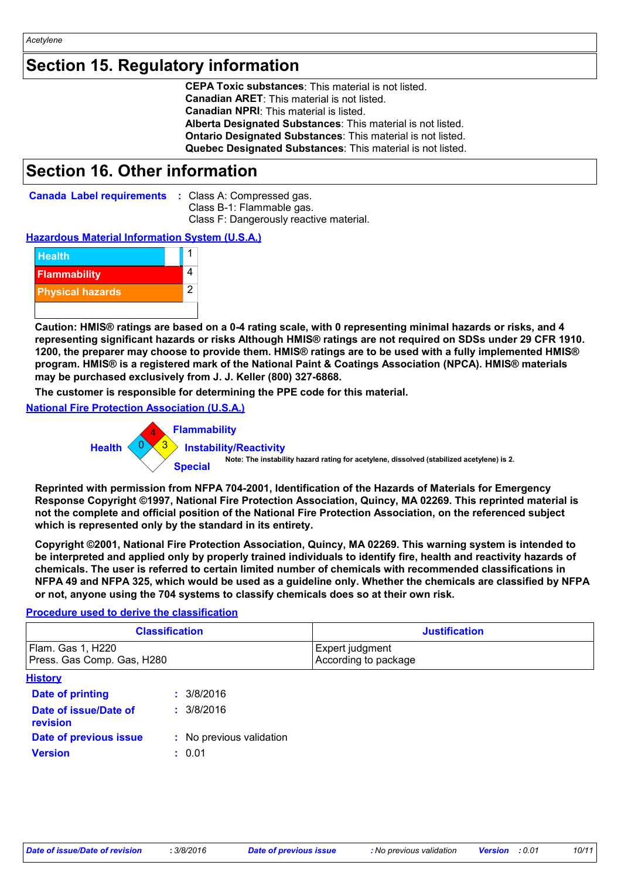## Section 15. Regulatory information

**CEPA Toxic substances**: This material is not listed.
**Canadian ARET**: This material is not listed.
**Canadian NPRI**: This material is listed.
**Alberta Designated Substances**: This material is not listed.
**Ontario Designated Substances**: This material is not listed.
**Quebec Designated Substances**: This material is not listed.

## Section 16. Other information

**Canada Label requirements** : Class A: Compressed gas.
Class B-1: Flammable gas.
Class F: Dangerously reactive material.

**Hazardous Material Information System (U.S.A.)**

| | |
|---|---|
| Health | 1 |
| Flammability | 4 |
| Physical hazards | 2 |
| | |

**Caution: HMIS® ratings are based on a 0-4 rating scale, with 0 representing minimal hazards or risks, and 4 representing significant hazards or risks Although HMIS® ratings are not required on SDSs under 29 CFR 1910. 1200, the preparer may choose to provide them. HMIS® ratings are to be used with a fully implemented HMIS® program. HMIS® is a registered mark of the National Paint & Coatings Association (NPCA). HMIS® materials may be purchased exclusively from J. J. Keller (800) 327-6868.**

**The customer is responsible for determining the PPE code for this material.**

**National Fire Protection Association (U.S.A.)**

Flammability: 4
Health: 0
Instability/Reactivity: 3
Special:

**Note: The instability hazard rating for acetylene, dissolved (stabilized acetylene) is 2.**

**Reprinted with permission from NFPA 704-2001, Identification of the Hazards of Materials for Emergency Response Copyright ©1997, National Fire Protection Association, Quincy, MA 02269. This reprinted material is not the complete and official position of the National Fire Protection Association, on the referenced subject which is represented only by the standard in its entirety.**

**Copyright ©2001, National Fire Protection Association, Quincy, MA 02269. This warning system is intended to be interpreted and applied only by properly trained individuals to identify fire, health and reactivity hazards of chemicals. The user is referred to certain limited number of chemicals with recommended classifications in NFPA 49 and NFPA 325, which would be used as a guideline only. Whether the chemicals are classified by NFPA or not, anyone using the 704 systems to classify chemicals does so at their own risk.**

**Procedure used to derive the classification**

| Classification | Justification |
|---|---|
| Flam. Gas 1, H220<br>Press. Gas Comp. Gas, H280 | Expert judgment<br>According to package |

**History**

**Date of printing** : 3/8/2016
**Date of issue/Date of revision** : 3/8/2016
**Date of previous issue** : No previous validation
**Version** : 0.01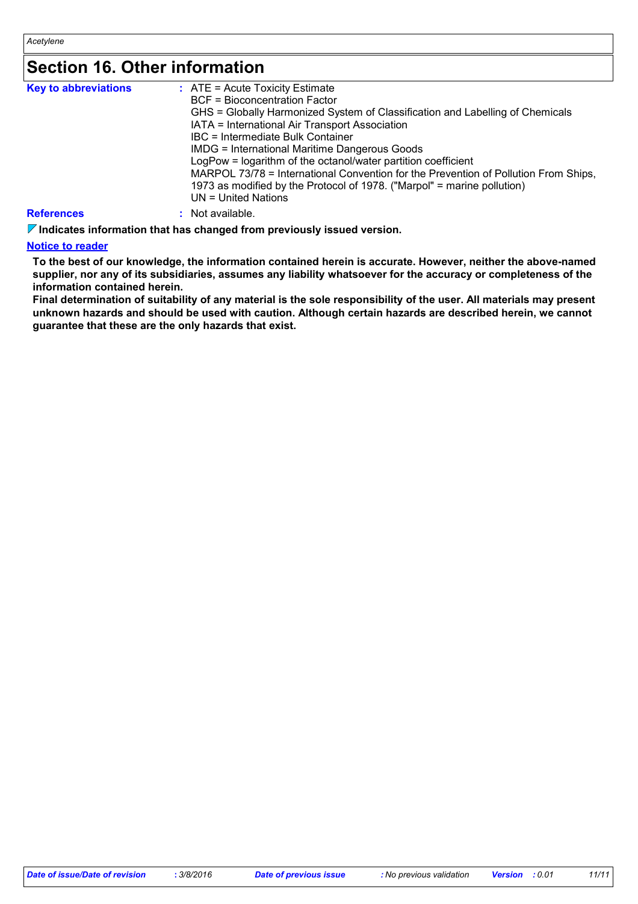# Section 16. Other information

**Key to abbreviations** : ATE = Acute Toxicity Estimate
BCF = Bioconcentration Factor
GHS = Globally Harmonized System of Classification and Labelling of Chemicals
IATA = International Air Transport Association
IBC = Intermediate Bulk Container
IMDG = International Maritime Dangerous Goods
LogPow = logarithm of the octanol/water partition coefficient
MARPOL 73/78 = International Convention for the Prevention of Pollution From Ships, 1973 as modified by the Protocol of 1978. ("Marpol" = marine pollution)
UN = United Nations

**References** : Not available.

**Indicates information that has changed from previously issued version.**

**Notice to reader**

**To the best of our knowledge, the information contained herein is accurate. However, neither the above-named supplier, nor any of its subsidiaries, assumes any liability whatsoever for the accuracy or completeness of the information contained herein.**
**Final determination of suitability of any material is the sole responsibility of the user. All materials may present unknown hazards and should be used with caution. Although certain hazards are described herein, we cannot guarantee that these are the only hazards that exist.**